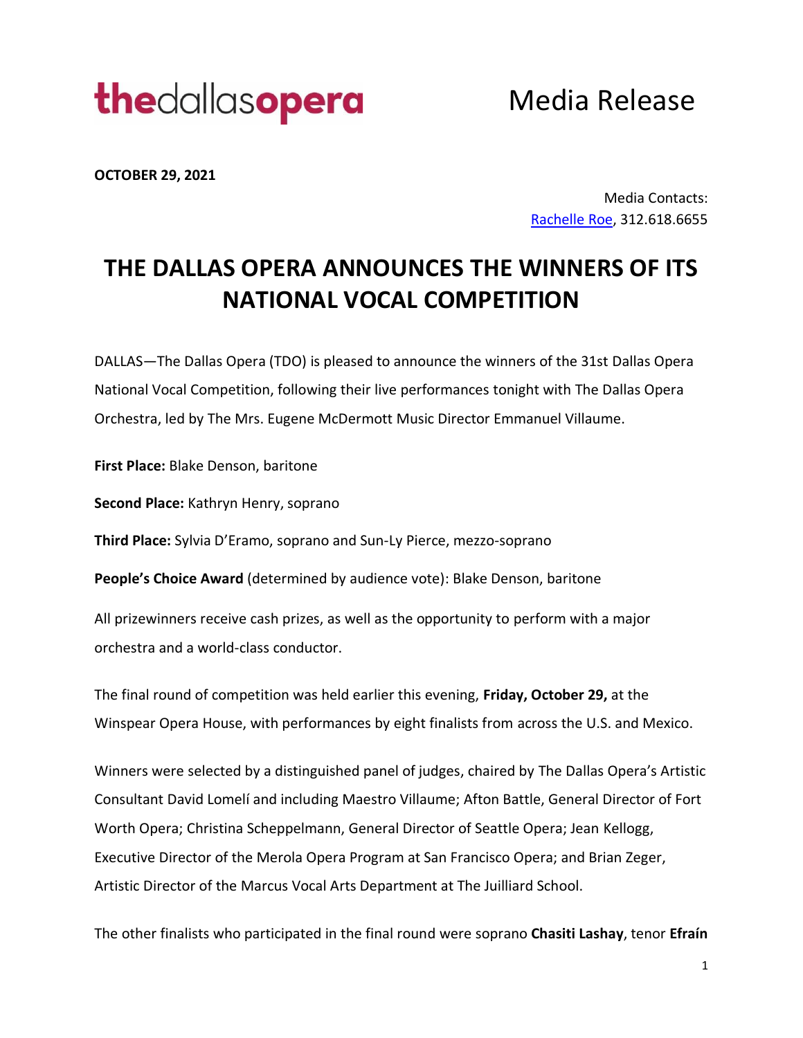thedallasopera

Media Release

**OCTOBER 29, 2021**

Media Contacts:
Rachelle Roe, 312.618.6655

# THE DALLAS OPERA ANNOUNCES THE WINNERS OF ITS NATIONAL VOCAL COMPETITION

DALLAS—The Dallas Opera (TDO) is pleased to announce the winners of the 31st Dallas Opera National Vocal Competition, following their live performances tonight with The Dallas Opera Orchestra, led by The Mrs. Eugene McDermott Music Director Emmanuel Villaume.

**First Place:** Blake Denson, baritone

**Second Place:** Kathryn Henry, soprano

**Third Place:** Sylvia D'Eramo, soprano and Sun-Ly Pierce, mezzo-soprano

**People's Choice Award** (determined by audience vote): Blake Denson, baritone

All prizewinners receive cash prizes, as well as the opportunity to perform with a major orchestra and a world-class conductor.

The final round of competition was held earlier this evening, **Friday, October 29,** at the Winspear Opera House, with performances by eight finalists from across the U.S. and Mexico.

Winners were selected by a distinguished panel of judges, chaired by The Dallas Opera's Artistic Consultant David Lomelí and including Maestro Villaume; Afton Battle, General Director of Fort Worth Opera; Christina Scheppelmann, General Director of Seattle Opera; Jean Kellogg, Executive Director of the Merola Opera Program at San Francisco Opera; and Brian Zeger, Artistic Director of the Marcus Vocal Arts Department at The Juilliard School.

The other finalists who participated in the final round were soprano **Chasiti Lashay**, tenor **Efraín**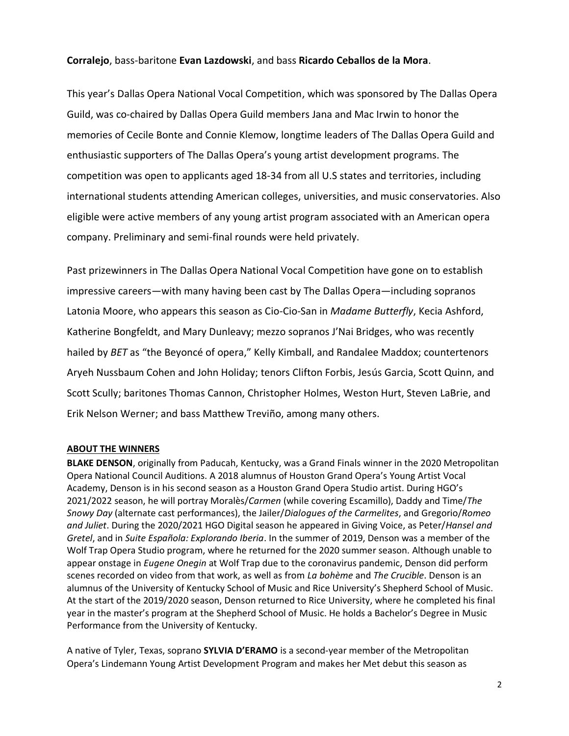**Corralejo**, bass-baritone **Evan Lazdowski**, and bass **Ricardo Ceballos de la Mora**.

This year's Dallas Opera National Vocal Competition, which was sponsored by The Dallas Opera Guild, was co-chaired by Dallas Opera Guild members Jana and Mac Irwin to honor the memories of Cecile Bonte and Connie Klemow, longtime leaders of The Dallas Opera Guild and enthusiastic supporters of The Dallas Opera's young artist development programs. The competition was open to applicants aged 18-34 from all U.S states and territories, including international students attending American colleges, universities, and music conservatories. Also eligible were active members of any young artist program associated with an American opera company. Preliminary and semi-final rounds were held privately.

Past prizewinners in The Dallas Opera National Vocal Competition have gone on to establish impressive careers—with many having been cast by The Dallas Opera—including sopranos Latonia Moore, who appears this season as Cio-Cio-San in *Madame Butterfly*, Kecia Ashford, Katherine Bongfeldt, and Mary Dunleavy; mezzo sopranos J'Nai Bridges, who was recently hailed by *BET* as "the Beyoncé of opera," Kelly Kimball, and Randalee Maddox; countertenors Aryeh Nussbaum Cohen and John Holiday; tenors Clifton Forbis, Jesús Garcia, Scott Quinn, and Scott Scully; baritones Thomas Cannon, Christopher Holmes, Weston Hurt, Steven LaBrie, and Erik Nelson Werner; and bass Matthew Treviño, among many others.

**ABOUT THE WINNERS**

**BLAKE DENSON**, originally from Paducah, Kentucky, was a Grand Finals winner in the 2020 Metropolitan Opera National Council Auditions. A 2018 alumnus of Houston Grand Opera's Young Artist Vocal Academy, Denson is in his second season as a Houston Grand Opera Studio artist. During HGO's 2021/2022 season, he will portray Moralès/*Carmen* (while covering Escamillo), Daddy and Time/*The Snowy Day* (alternate cast performances), the Jailer/*Dialogues of the Carmelites*, and Gregorio/*Romeo and Juliet*. During the 2020/2021 HGO Digital season he appeared in Giving Voice, as Peter/*Hansel and Gretel*, and in *Suite Española: Explorando Iberia*. In the summer of 2019, Denson was a member of the Wolf Trap Opera Studio program, where he returned for the 2020 summer season. Although unable to appear onstage in *Eugene Onegin* at Wolf Trap due to the coronavirus pandemic, Denson did perform scenes recorded on video from that work, as well as from *La bohème* and *The Crucible*. Denson is an alumnus of the University of Kentucky School of Music and Rice University's Shepherd School of Music. At the start of the 2019/2020 season, Denson returned to Rice University, where he completed his final year in the master's program at the Shepherd School of Music. He holds a Bachelor's Degree in Music Performance from the University of Kentucky.

A native of Tyler, Texas, soprano **SYLVIA D'ERAMO** is a second-year member of the Metropolitan Opera's Lindemann Young Artist Development Program and makes her Met debut this season as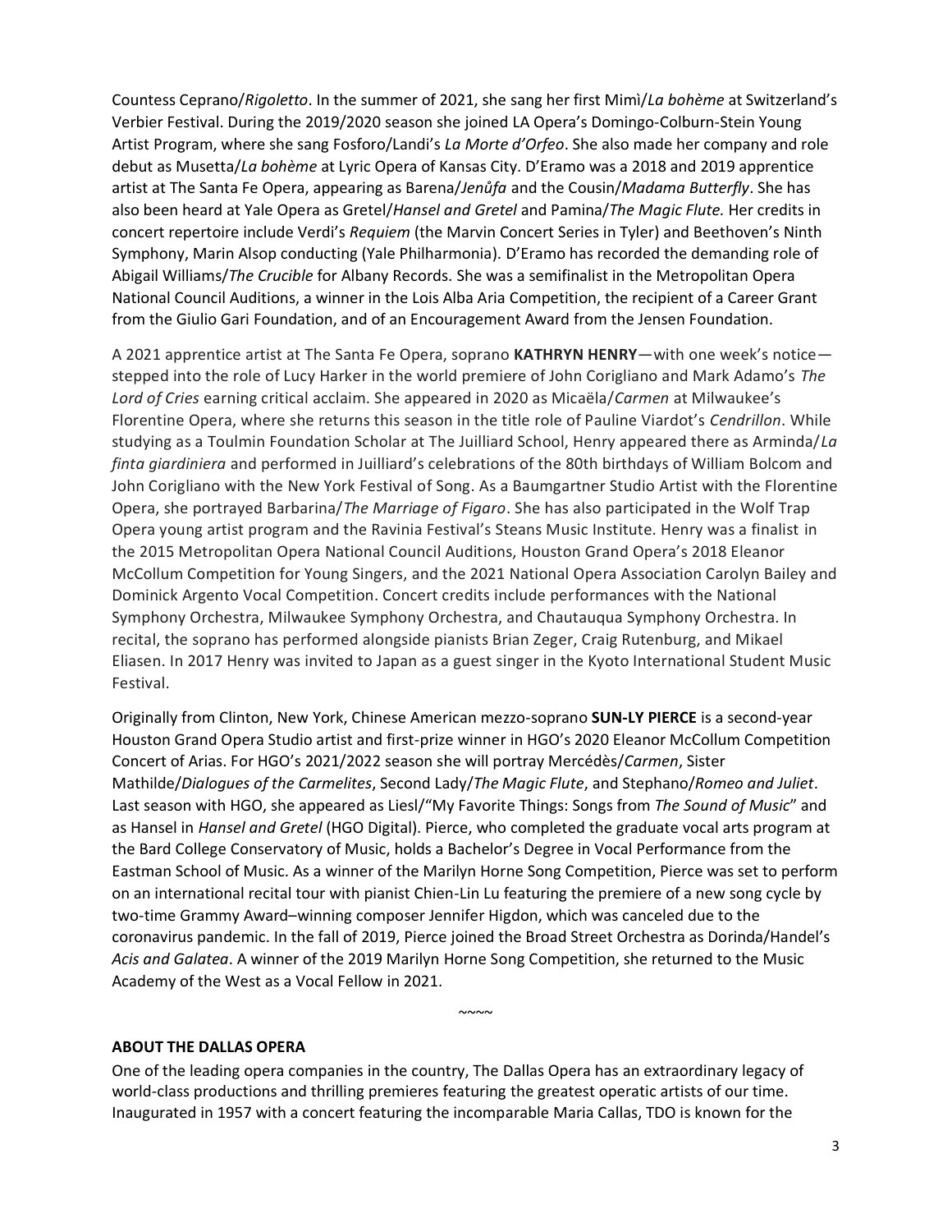Countess Ceprano/*Rigoletto*. In the summer of 2021, she sang her first Mimì/*La bohème* at Switzerland's Verbier Festival. During the 2019/2020 season she joined LA Opera's Domingo-Colburn-Stein Young Artist Program, where she sang Fosforo/Landi's *La Morte d'Orfeo*. She also made her company and role debut as Musetta/*La bohème* at Lyric Opera of Kansas City. D'Eramo was a 2018 and 2019 apprentice artist at The Santa Fe Opera, appearing as Barena/*Jenůfa* and the Cousin/*Madama Butterfly*. She has also been heard at Yale Opera as Gretel/*Hansel and Gretel* and Pamina/*The Magic Flute.* Her credits in concert repertoire include Verdi's *Requiem* (the Marvin Concert Series in Tyler) and Beethoven's Ninth Symphony, Marin Alsop conducting (Yale Philharmonia). D'Eramo has recorded the demanding role of Abigail Williams/*The Crucible* for Albany Records. She was a semifinalist in the Metropolitan Opera National Council Auditions, a winner in the Lois Alba Aria Competition, the recipient of a Career Grant from the Giulio Gari Foundation, and of an Encouragement Award from the Jensen Foundation.

A 2021 apprentice artist at The Santa Fe Opera, soprano **KATHRYN HENRY**—with one week's notice—stepped into the role of Lucy Harker in the world premiere of John Corigliano and Mark Adamo's *The Lord of Cries* earning critical acclaim. She appeared in 2020 as Micaëla/*Carmen* at Milwaukee's Florentine Opera, where she returns this season in the title role of Pauline Viardot's *Cendrillon*. While studying as a Toulmin Foundation Scholar at The Juilliard School, Henry appeared there as Arminda/*La finta giardiniera* and performed in Juilliard's celebrations of the 80th birthdays of William Bolcom and John Corigliano with the New York Festival of Song. As a Baumgartner Studio Artist with the Florentine Opera, she portrayed Barbarina/*The Marriage of Figaro*. She has also participated in the Wolf Trap Opera young artist program and the Ravinia Festival's Steans Music Institute. Henry was a finalist in the 2015 Metropolitan Opera National Council Auditions, Houston Grand Opera's 2018 Eleanor McCollum Competition for Young Singers, and the 2021 National Opera Association Carolyn Bailey and Dominick Argento Vocal Competition. Concert credits include performances with the National Symphony Orchestra, Milwaukee Symphony Orchestra, and Chautauqua Symphony Orchestra. In recital, the soprano has performed alongside pianists Brian Zeger, Craig Rutenburg, and Mikael Eliasen. In 2017 Henry was invited to Japan as a guest singer in the Kyoto International Student Music Festival.

Originally from Clinton, New York, Chinese American mezzo-soprano **SUN-LY PIERCE** is a second-year Houston Grand Opera Studio artist and first-prize winner in HGO's 2020 Eleanor McCollum Competition Concert of Arias. For HGO's 2021/2022 season she will portray Mercédès/*Carmen*, Sister Mathilde/*Dialogues of the Carmelites*, Second Lady/*The Magic Flute*, and Stephano/*Romeo and Juliet*. Last season with HGO, she appeared as Liesl/"My Favorite Things: Songs from *The Sound of Music*" and as Hansel in *Hansel and Gretel* (HGO Digital). Pierce, who completed the graduate vocal arts program at the Bard College Conservatory of Music, holds a Bachelor's Degree in Vocal Performance from the Eastman School of Music. As a winner of the Marilyn Horne Song Competition, Pierce was set to perform on an international recital tour with pianist Chien-Lin Lu featuring the premiere of a new song cycle by two-time Grammy Award–winning composer Jennifer Higdon, which was canceled due to the coronavirus pandemic. In the fall of 2019, Pierce joined the Broad Street Orchestra as Dorinda/Handel's *Acis and Galatea*. A winner of the 2019 Marilyn Horne Song Competition, she returned to the Music Academy of the West as a Vocal Fellow in 2021.

~~~~

**ABOUT THE DALLAS OPERA**

One of the leading opera companies in the country, The Dallas Opera has an extraordinary legacy of world-class productions and thrilling premieres featuring the greatest operatic artists of our time. Inaugurated in 1957 with a concert featuring the incomparable Maria Callas, TDO is known for the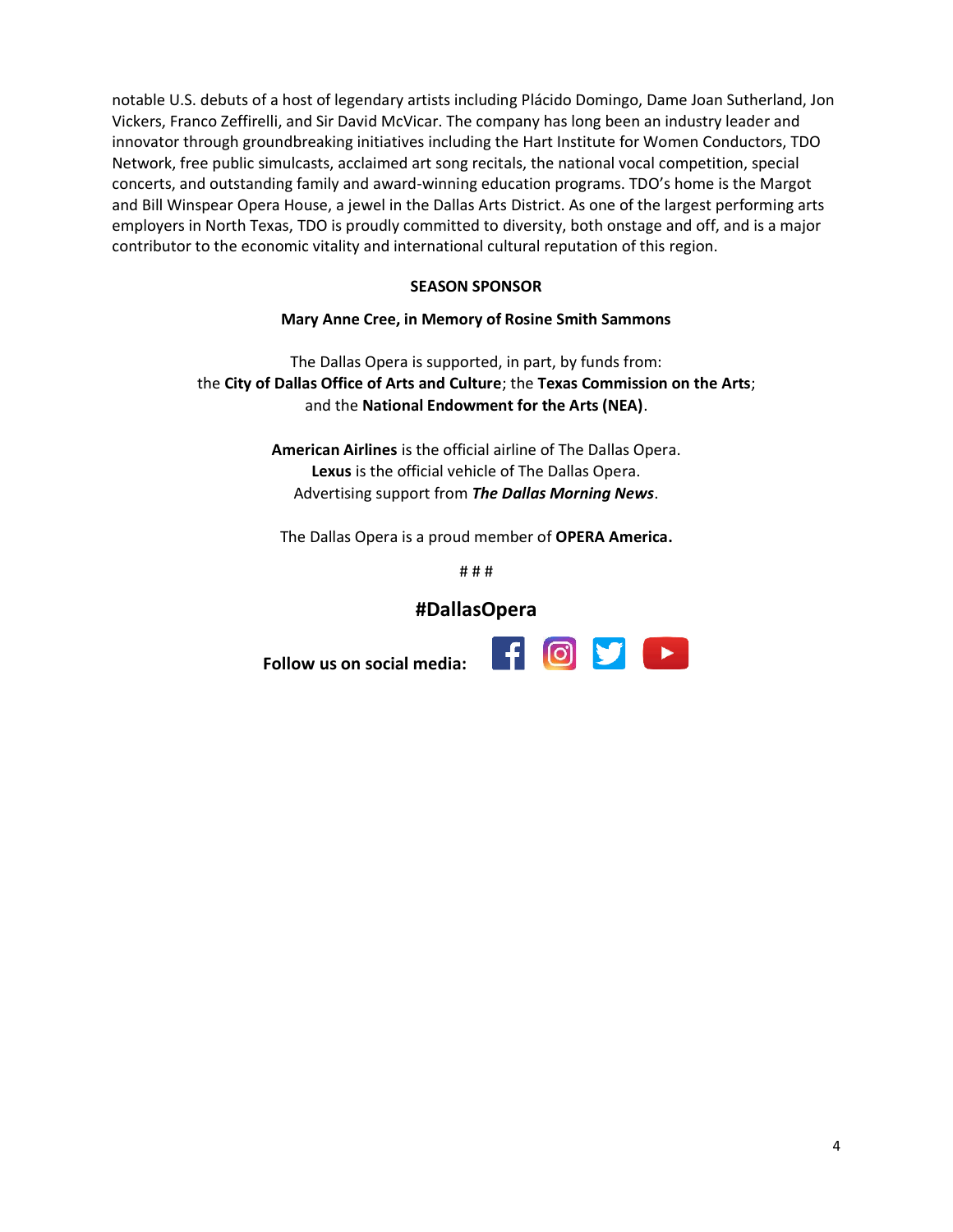notable U.S. debuts of a host of legendary artists including Plácido Domingo, Dame Joan Sutherland, Jon Vickers, Franco Zeffirelli, and Sir David McVicar. The company has long been an industry leader and innovator through groundbreaking initiatives including the Hart Institute for Women Conductors, TDO Network, free public simulcasts, acclaimed art song recitals, the national vocal competition, special concerts, and outstanding family and award-winning education programs. TDO's home is the Margot and Bill Winspear Opera House, a jewel in the Dallas Arts District. As one of the largest performing arts employers in North Texas, TDO is proudly committed to diversity, both onstage and off, and is a major contributor to the economic vitality and international cultural reputation of this region.

**SEASON SPONSOR**

**Mary Anne Cree, in Memory of Rosine Smith Sammons**

The Dallas Opera is supported, in part, by funds from:
the **City of Dallas Office of Arts and Culture**; the **Texas Commission on the Arts**;
and the **National Endowment for the Arts (NEA)**.

**American Airlines** is the official airline of The Dallas Opera.
**Lexus** is the official vehicle of The Dallas Opera.
Advertising support from ***The Dallas Morning News***.

The Dallas Opera is a proud member of **OPERA America.**

# # #

**#DallasOpera**

**Follow us on social media:**